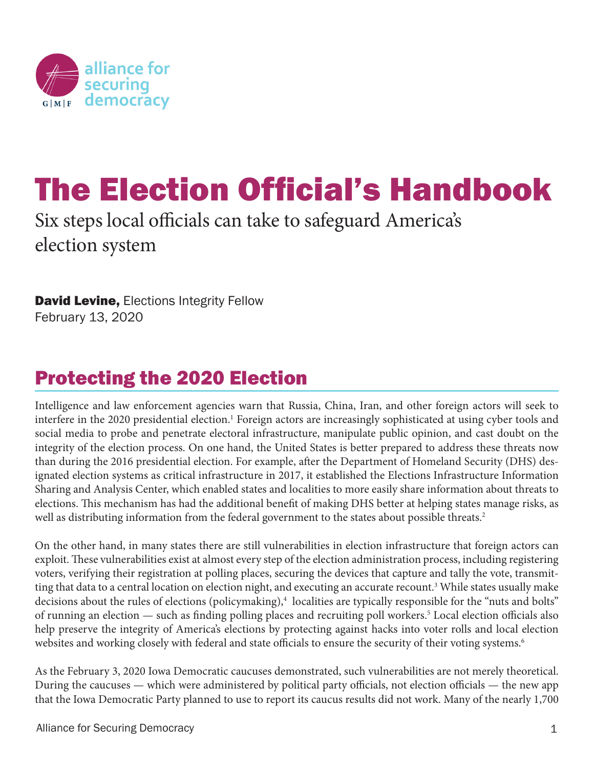alliance for securing democracy

G|M|F

# The Election Official's Handbook

Six steps local officials can take to safeguard America's election system

**David Levine,** Elections Integrity Fellow
February 13, 2020

## Protecting the 2020 Election

Intelligence and law enforcement agencies warn that Russia, China, Iran, and other foreign actors will seek to interfere in the 2020 presidential election.[1] Foreign actors are increasingly sophisticated at using cyber tools and social media to probe and penetrate electoral infrastructure, manipulate public opinion, and cast doubt on the integrity of the election process. On one hand, the United States is better prepared to address these threats now than during the 2016 presidential election. For example, after the Department of Homeland Security (DHS) designated election systems as critical infrastructure in 2017, it established the Elections Infrastructure Information Sharing and Analysis Center, which enabled states and localities to more easily share information about threats to elections. This mechanism has had the additional benefit of making DHS better at helping states manage risks, as well as distributing information from the federal government to the states about possible threats.[2]

On the other hand, in many states there are still vulnerabilities in election infrastructure that foreign actors can exploit. These vulnerabilities exist at almost every step of the election administration process, including registering voters, verifying their registration at polling places, securing the devices that capture and tally the vote, transmitting that data to a central location on election night, and executing an accurate recount.[3] While states usually make decisions about the rules of elections (policymaking),[4] localities are typically responsible for the "nuts and bolts" of running an election — such as finding polling places and recruiting poll workers.[5] Local election officials also help preserve the integrity of America's elections by protecting against hacks into voter rolls and local election websites and working closely with federal and state officials to ensure the security of their voting systems.[6]

As the February 3, 2020 Iowa Democratic caucuses demonstrated, such vulnerabilities are not merely theoretical. During the caucuses — which were administered by political party officials, not election officials — the new app that the Iowa Democratic Party planned to use to report its caucus results did not work. Many of the nearly 1,700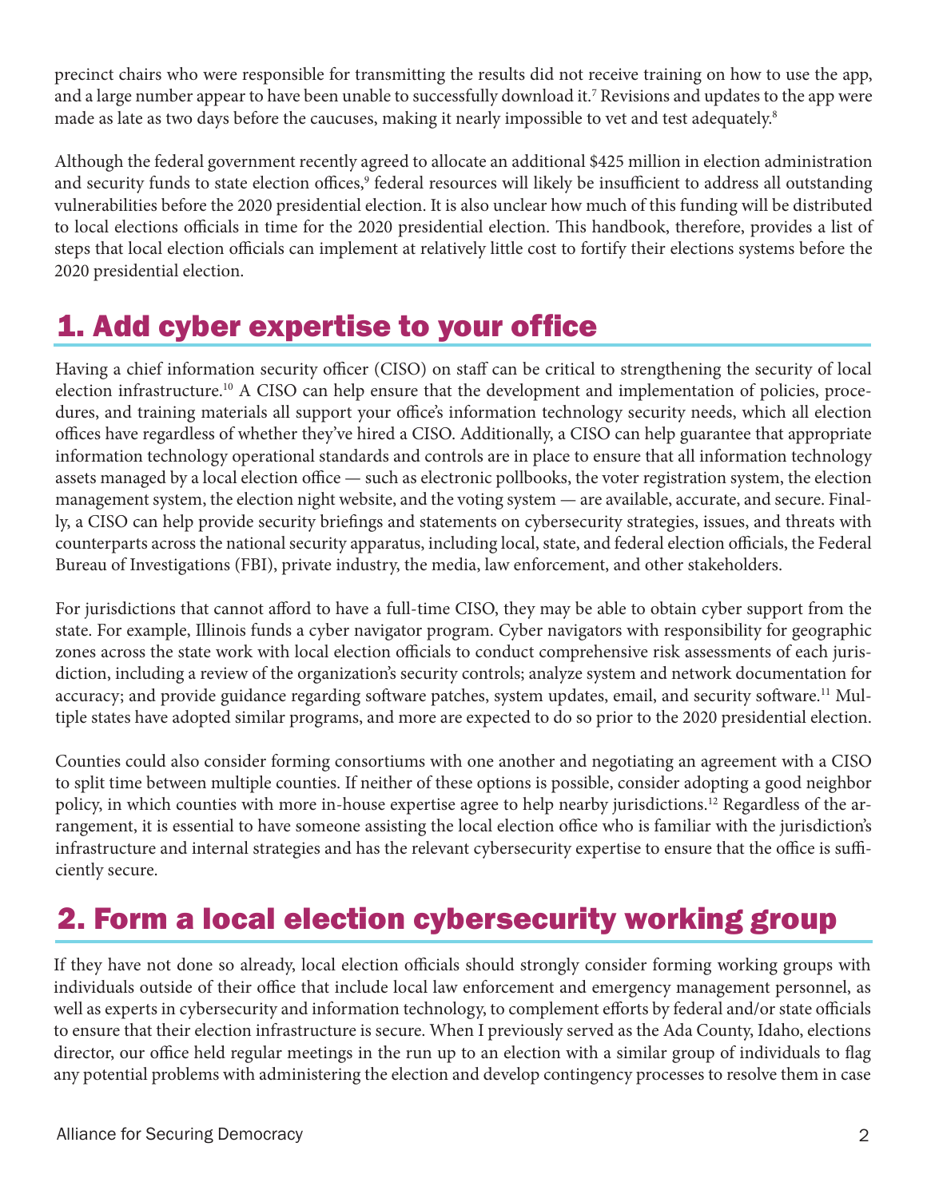precinct chairs who were responsible for transmitting the results did not receive training on how to use the app, and a large number appear to have been unable to successfully download it.[7] Revisions and updates to the app were made as late as two days before the caucuses, making it nearly impossible to vet and test adequately.[8]

Although the federal government recently agreed to allocate an additional $425 million in election administration and security funds to state election offices,[9] federal resources will likely be insufficient to address all outstanding vulnerabilities before the 2020 presidential election. It is also unclear how much of this funding will be distributed to local elections officials in time for the 2020 presidential election. This handbook, therefore, provides a list of steps that local election officials can implement at relatively little cost to fortify their elections systems before the 2020 presidential election.

## 1. Add cyber expertise to your office

Having a chief information security officer (CISO) on staff can be critical to strengthening the security of local election infrastructure.[10] A CISO can help ensure that the development and implementation of policies, procedures, and training materials all support your office's information technology security needs, which all election offices have regardless of whether they've hired a CISO. Additionally, a CISO can help guarantee that appropriate information technology operational standards and controls are in place to ensure that all information technology assets managed by a local election office — such as electronic pollbooks, the voter registration system, the election management system, the election night website, and the voting system — are available, accurate, and secure. Finally, a CISO can help provide security briefings and statements on cybersecurity strategies, issues, and threats with counterparts across the national security apparatus, including local, state, and federal election officials, the Federal Bureau of Investigations (FBI), private industry, the media, law enforcement, and other stakeholders.

For jurisdictions that cannot afford to have a full-time CISO, they may be able to obtain cyber support from the state. For example, Illinois funds a cyber navigator program. Cyber navigators with responsibility for geographic zones across the state work with local election officials to conduct comprehensive risk assessments of each jurisdiction, including a review of the organization's security controls; analyze system and network documentation for accuracy; and provide guidance regarding software patches, system updates, email, and security software.[11] Multiple states have adopted similar programs, and more are expected to do so prior to the 2020 presidential election.

Counties could also consider forming consortiums with one another and negotiating an agreement with a CISO to split time between multiple counties. If neither of these options is possible, consider adopting a good neighbor policy, in which counties with more in-house expertise agree to help nearby jurisdictions.[12] Regardless of the arrangement, it is essential to have someone assisting the local election office who is familiar with the jurisdiction's infrastructure and internal strategies and has the relevant cybersecurity expertise to ensure that the office is sufficiently secure.

## 2. Form a local election cybersecurity working group

If they have not done so already, local election officials should strongly consider forming working groups with individuals outside of their office that include local law enforcement and emergency management personnel, as well as experts in cybersecurity and information technology, to complement efforts by federal and/or state officials to ensure that their election infrastructure is secure. When I previously served as the Ada County, Idaho, elections director, our office held regular meetings in the run up to an election with a similar group of individuals to flag any potential problems with administering the election and develop contingency processes to resolve them in case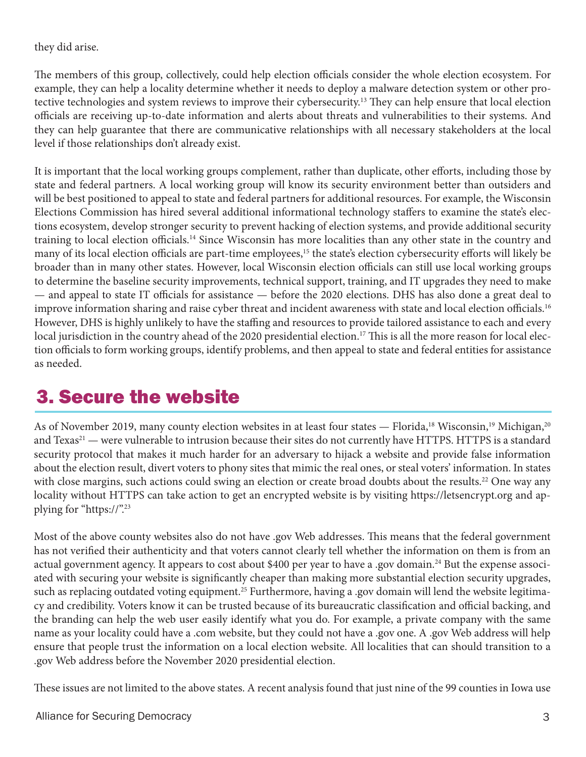they did arise.

The members of this group, collectively, could help election officials consider the whole election ecosystem. For example, they can help a locality determine whether it needs to deploy a malware detection system or other protective technologies and system reviews to improve their cybersecurity.[13] They can help ensure that local election officials are receiving up-to-date information and alerts about threats and vulnerabilities to their systems. And they can help guarantee that there are communicative relationships with all necessary stakeholders at the local level if those relationships don't already exist.

It is important that the local working groups complement, rather than duplicate, other efforts, including those by state and federal partners. A local working group will know its security environment better than outsiders and will be best positioned to appeal to state and federal partners for additional resources. For example, the Wisconsin Elections Commission has hired several additional informational technology staffers to examine the state's elections ecosystem, develop stronger security to prevent hacking of election systems, and provide additional security training to local election officials.[14] Since Wisconsin has more localities than any other state in the country and many of its local election officials are part-time employees,[15] the state's election cybersecurity efforts will likely be broader than in many other states. However, local Wisconsin election officials can still use local working groups to determine the baseline security improvements, technical support, training, and IT upgrades they need to make — and appeal to state IT officials for assistance — before the 2020 elections. DHS has also done a great deal to improve information sharing and raise cyber threat and incident awareness with state and local election officials.[16] However, DHS is highly unlikely to have the staffing and resources to provide tailored assistance to each and every local jurisdiction in the country ahead of the 2020 presidential election.[17] This is all the more reason for local election officials to form working groups, identify problems, and then appeal to state and federal entities for assistance as needed.

## 3. Secure the website

As of November 2019, many county election websites in at least four states — Florida,[18] Wisconsin,[19] Michigan,[20] and Texas[21] — were vulnerable to intrusion because their sites do not currently have HTTPS. HTTPS is a standard security protocol that makes it much harder for an adversary to hijack a website and provide false information about the election result, divert voters to phony sites that mimic the real ones, or steal voters' information. In states with close margins, such actions could swing an election or create broad doubts about the results.[22] One way any locality without HTTPS can take action to get an encrypted website is by visiting https://letsencrypt.org and applying for "https://".[23]

Most of the above county websites also do not have .gov Web addresses. This means that the federal government has not verified their authenticity and that voters cannot clearly tell whether the information on them is from an actual government agency. It appears to cost about $400 per year to have a .gov domain.[24] But the expense associated with securing your website is significantly cheaper than making more substantial election security upgrades, such as replacing outdated voting equipment.[25] Furthermore, having a .gov domain will lend the website legitimacy and credibility. Voters know it can be trusted because of its bureaucratic classification and official backing, and the branding can help the web user easily identify what you do. For example, a private company with the same name as your locality could have a .com website, but they could not have a .gov one. A .gov Web address will help ensure that people trust the information on a local election website. All localities that can should transition to a .gov Web address before the November 2020 presidential election.

These issues are not limited to the above states. A recent analysis found that just nine of the 99 counties in Iowa use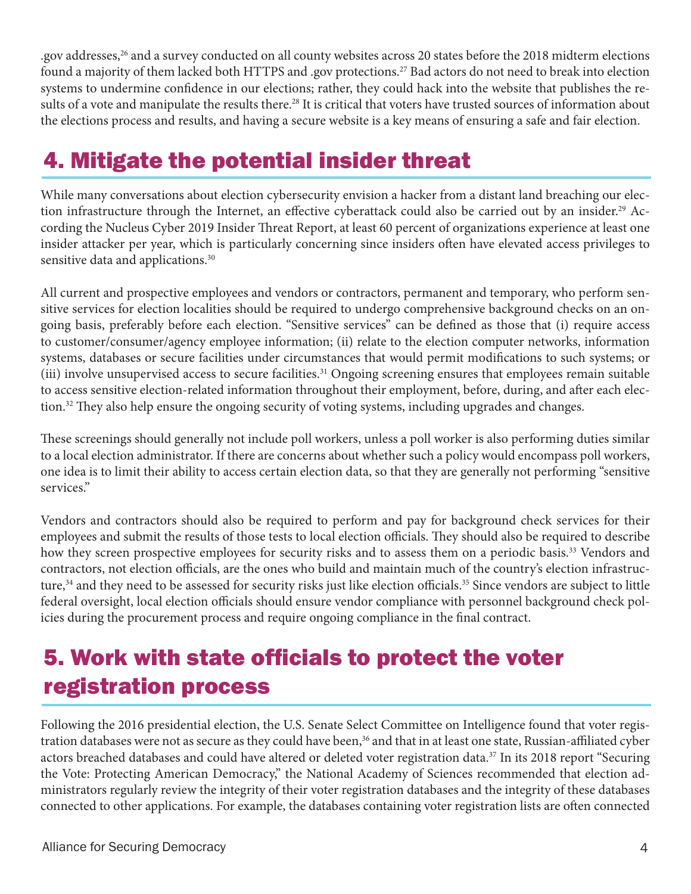.gov addresses,[26] and a survey conducted on all county websites across 20 states before the 2018 midterm elections found a majority of them lacked both HTTPS and .gov protections.[27] Bad actors do not need to break into election systems to undermine confidence in our elections; rather, they could hack into the website that publishes the results of a vote and manipulate the results there.[28] It is critical that voters have trusted sources of information about the elections process and results, and having a secure website is a key means of ensuring a safe and fair election.

## 4. Mitigate the potential insider threat

While many conversations about election cybersecurity envision a hacker from a distant land breaching our election infrastructure through the Internet, an effective cyberattack could also be carried out by an insider.[29] According the Nucleus Cyber 2019 Insider Threat Report, at least 60 percent of organizations experience at least one insider attacker per year, which is particularly concerning since insiders often have elevated access privileges to sensitive data and applications.[30]

All current and prospective employees and vendors or contractors, permanent and temporary, who perform sensitive services for election localities should be required to undergo comprehensive background checks on an ongoing basis, preferably before each election. "Sensitive services" can be defined as those that (i) require access to customer/consumer/agency employee information; (ii) relate to the election computer networks, information systems, databases or secure facilities under circumstances that would permit modifications to such systems; or (iii) involve unsupervised access to secure facilities.[31] Ongoing screening ensures that employees remain suitable to access sensitive election-related information throughout their employment, before, during, and after each election.[32] They also help ensure the ongoing security of voting systems, including upgrades and changes.

These screenings should generally not include poll workers, unless a poll worker is also performing duties similar to a local election administrator. If there are concerns about whether such a policy would encompass poll workers, one idea is to limit their ability to access certain election data, so that they are generally not performing "sensitive services."

Vendors and contractors should also be required to perform and pay for background check services for their employees and submit the results of those tests to local election officials. They should also be required to describe how they screen prospective employees for security risks and to assess them on a periodic basis.[33] Vendors and contractors, not election officials, are the ones who build and maintain much of the country's election infrastructure,[34] and they need to be assessed for security risks just like election officials.[35] Since vendors are subject to little federal oversight, local election officials should ensure vendor compliance with personnel background check policies during the procurement process and require ongoing compliance in the final contract.

## 5. Work with state officials to protect the voter registration process

Following the 2016 presidential election, the U.S. Senate Select Committee on Intelligence found that voter registration databases were not as secure as they could have been,[36] and that in at least one state, Russian-affiliated cyber actors breached databases and could have altered or deleted voter registration data.[37] In its 2018 report "Securing the Vote: Protecting American Democracy," the National Academy of Sciences recommended that election administrators regularly review the integrity of their voter registration databases and the integrity of these databases connected to other applications. For example, the databases containing voter registration lists are often connected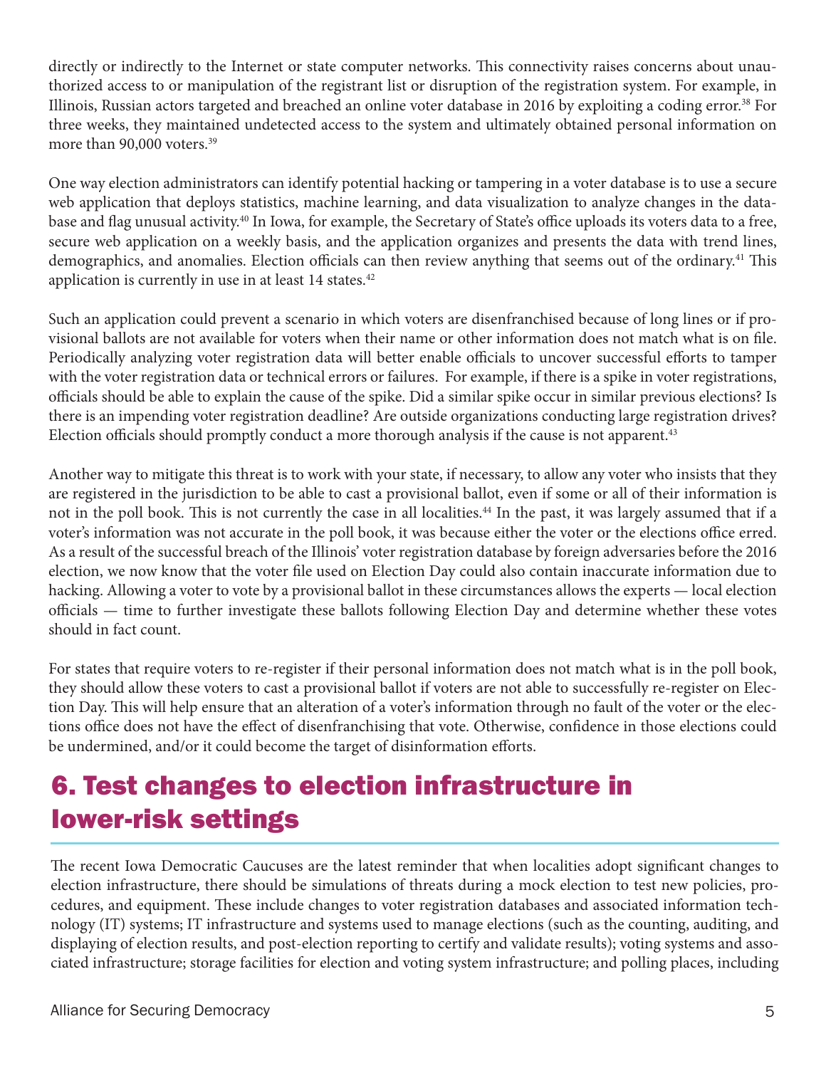directly or indirectly to the Internet or state computer networks. This connectivity raises concerns about unauthorized access to or manipulation of the registrant list or disruption of the registration system. For example, in Illinois, Russian actors targeted and breached an online voter database in 2016 by exploiting a coding error.[38] For three weeks, they maintained undetected access to the system and ultimately obtained personal information on more than 90,000 voters.[39]

One way election administrators can identify potential hacking or tampering in a voter database is to use a secure web application that deploys statistics, machine learning, and data visualization to analyze changes in the database and flag unusual activity.[40] In Iowa, for example, the Secretary of State's office uploads its voters data to a free, secure web application on a weekly basis, and the application organizes and presents the data with trend lines, demographics, and anomalies. Election officials can then review anything that seems out of the ordinary.[41] This application is currently in use in at least 14 states.[42]

Such an application could prevent a scenario in which voters are disenfranchised because of long lines or if provisional ballots are not available for voters when their name or other information does not match what is on file. Periodically analyzing voter registration data will better enable officials to uncover successful efforts to tamper with the voter registration data or technical errors or failures. For example, if there is a spike in voter registrations, officials should be able to explain the cause of the spike. Did a similar spike occur in similar previous elections? Is there is an impending voter registration deadline? Are outside organizations conducting large registration drives? Election officials should promptly conduct a more thorough analysis if the cause is not apparent.[43]

Another way to mitigate this threat is to work with your state, if necessary, to allow any voter who insists that they are registered in the jurisdiction to be able to cast a provisional ballot, even if some or all of their information is not in the poll book. This is not currently the case in all localities.[44] In the past, it was largely assumed that if a voter's information was not accurate in the poll book, it was because either the voter or the elections office erred. As a result of the successful breach of the Illinois' voter registration database by foreign adversaries before the 2016 election, we now know that the voter file used on Election Day could also contain inaccurate information due to hacking. Allowing a voter to vote by a provisional ballot in these circumstances allows the experts — local election officials — time to further investigate these ballots following Election Day and determine whether these votes should in fact count.

For states that require voters to re-register if their personal information does not match what is in the poll book, they should allow these voters to cast a provisional ballot if voters are not able to successfully re-register on Election Day. This will help ensure that an alteration of a voter's information through no fault of the voter or the elections office does not have the effect of disenfranchising that vote. Otherwise, confidence in those elections could be undermined, and/or it could become the target of disinformation efforts.

## 6. Test changes to election infrastructure in lower-risk settings

The recent Iowa Democratic Caucuses are the latest reminder that when localities adopt significant changes to election infrastructure, there should be simulations of threats during a mock election to test new policies, procedures, and equipment. These include changes to voter registration databases and associated information technology (IT) systems; IT infrastructure and systems used to manage elections (such as the counting, auditing, and displaying of election results, and post-election reporting to certify and validate results); voting systems and associated infrastructure; storage facilities for election and voting system infrastructure; and polling places, including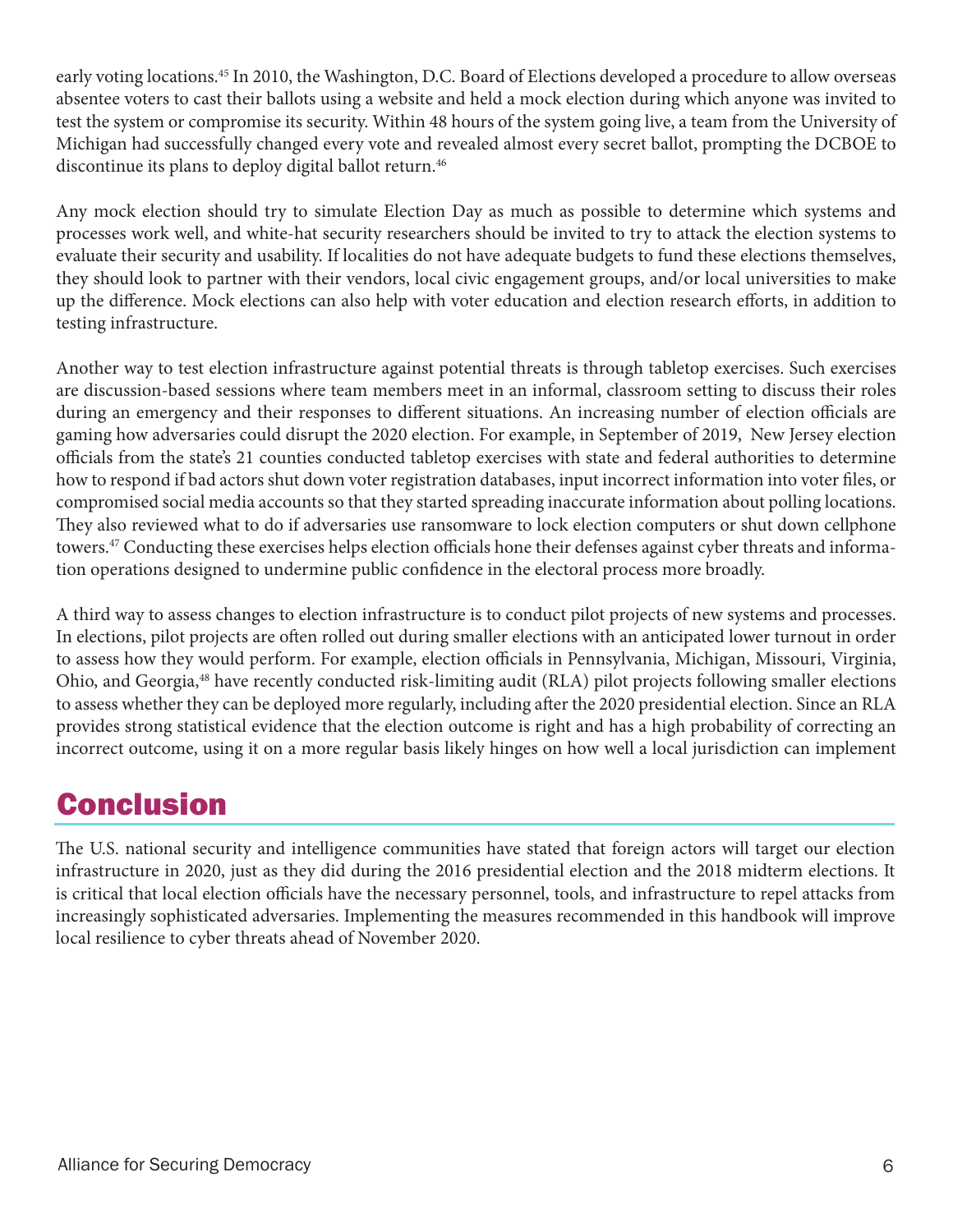early voting locations.[45] In 2010, the Washington, D.C. Board of Elections developed a procedure to allow overseas absentee voters to cast their ballots using a website and held a mock election during which anyone was invited to test the system or compromise its security. Within 48 hours of the system going live, a team from the University of Michigan had successfully changed every vote and revealed almost every secret ballot, prompting the DCBOE to discontinue its plans to deploy digital ballot return.[46]

Any mock election should try to simulate Election Day as much as possible to determine which systems and processes work well, and white-hat security researchers should be invited to try to attack the election systems to evaluate their security and usability. If localities do not have adequate budgets to fund these elections themselves, they should look to partner with their vendors, local civic engagement groups, and/or local universities to make up the difference. Mock elections can also help with voter education and election research efforts, in addition to testing infrastructure.

Another way to test election infrastructure against potential threats is through tabletop exercises. Such exercises are discussion-based sessions where team members meet in an informal, classroom setting to discuss their roles during an emergency and their responses to different situations. An increasing number of election officials are gaming how adversaries could disrupt the 2020 election. For example, in September of 2019, New Jersey election officials from the state's 21 counties conducted tabletop exercises with state and federal authorities to determine how to respond if bad actors shut down voter registration databases, input incorrect information into voter files, or compromised social media accounts so that they started spreading inaccurate information about polling locations. They also reviewed what to do if adversaries use ransomware to lock election computers or shut down cellphone towers.[47] Conducting these exercises helps election officials hone their defenses against cyber threats and information operations designed to undermine public confidence in the electoral process more broadly.

A third way to assess changes to election infrastructure is to conduct pilot projects of new systems and processes. In elections, pilot projects are often rolled out during smaller elections with an anticipated lower turnout in order to assess how they would perform. For example, election officials in Pennsylvania, Michigan, Missouri, Virginia, Ohio, and Georgia,[48] have recently conducted risk-limiting audit (RLA) pilot projects following smaller elections to assess whether they can be deployed more regularly, including after the 2020 presidential election. Since an RLA provides strong statistical evidence that the election outcome is right and has a high probability of correcting an incorrect outcome, using it on a more regular basis likely hinges on how well a local jurisdiction can implement

## Conclusion

The U.S. national security and intelligence communities have stated that foreign actors will target our election infrastructure in 2020, just as they did during the 2016 presidential election and the 2018 midterm elections. It is critical that local election officials have the necessary personnel, tools, and infrastructure to repel attacks from increasingly sophisticated adversaries. Implementing the measures recommended in this handbook will improve local resilience to cyber threats ahead of November 2020.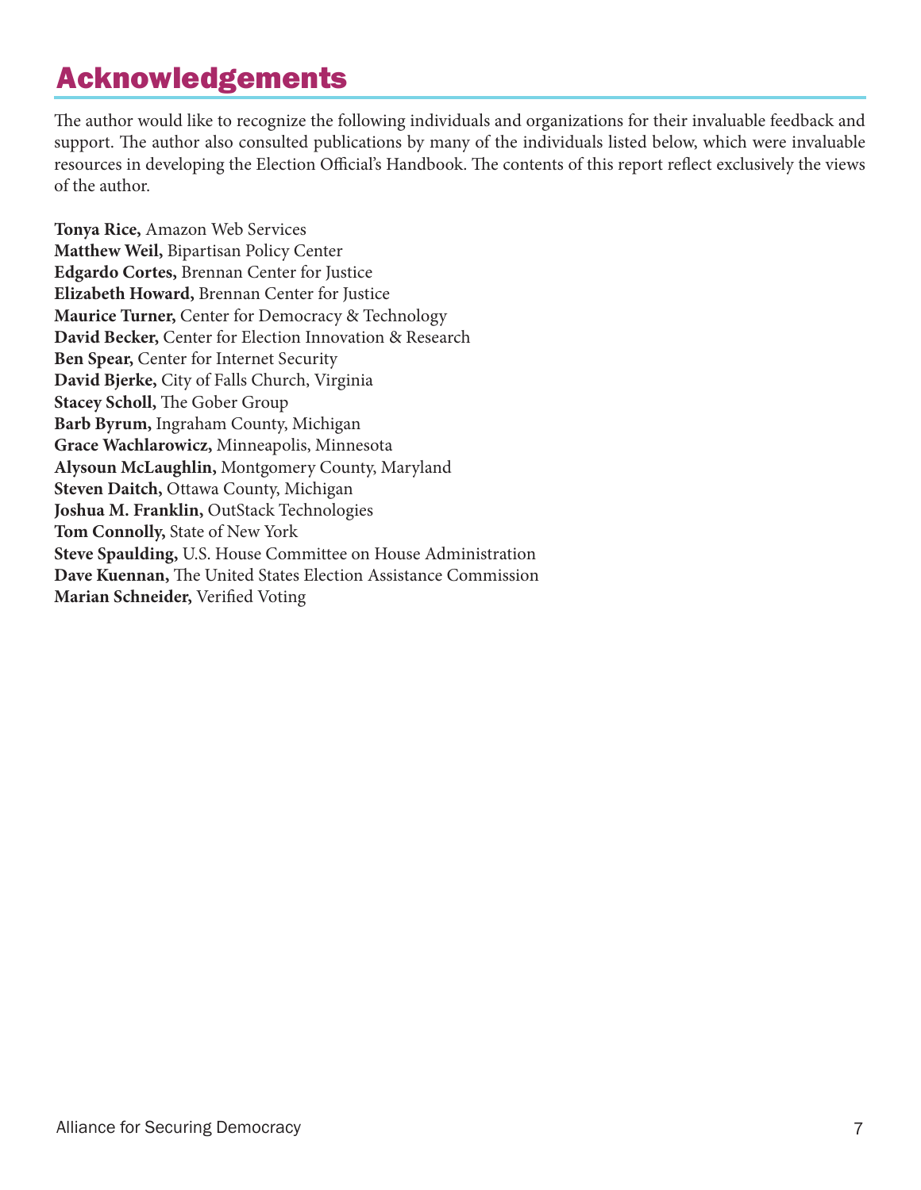# Acknowledgements

The author would like to recognize the following individuals and organizations for their invaluable feedback and support. The author also consulted publications by many of the individuals listed below, which were invaluable resources in developing the Election Official's Handbook. The contents of this report reflect exclusively the views of the author.

**Tonya Rice,** Amazon Web Services  
**Matthew Weil,** Bipartisan Policy Center  
**Edgardo Cortes,** Brennan Center for Justice  
**Elizabeth Howard,** Brennan Center for Justice  
**Maurice Turner,** Center for Democracy & Technology  
**David Becker,** Center for Election Innovation & Research  
**Ben Spear,** Center for Internet Security  
**David Bjerke,** City of Falls Church, Virginia  
**Stacey Scholl,** The Gober Group  
**Barb Byrum,** Ingraham County, Michigan  
**Grace Wachlarowicz,** Minneapolis, Minnesota  
**Alysoun McLaughlin,** Montgomery County, Maryland  
**Steven Daitch,** Ottawa County, Michigan  
**Joshua M. Franklin,** OutStack Technologies  
**Tom Connolly,** State of New York  
**Steve Spaulding,** U.S. House Committee on House Administration  
**Dave Kuennan,** The United States Election Assistance Commission  
**Marian Schneider,** Verified Voting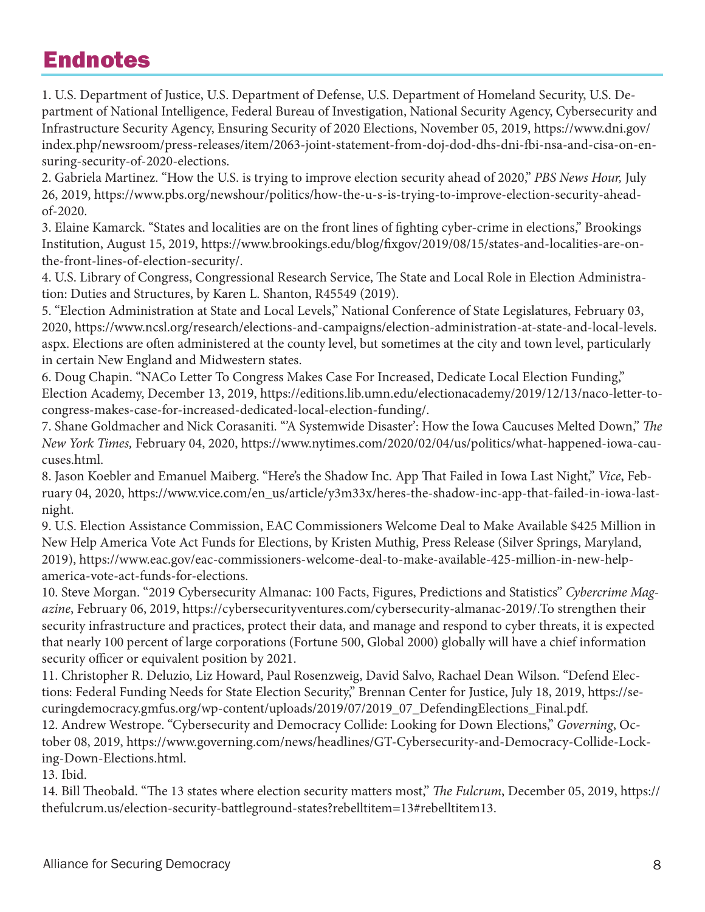# Endnotes

1. U.S. Department of Justice, U.S. Department of Defense, U.S. Department of Homeland Security, U.S. Department of National Intelligence, Federal Bureau of Investigation, National Security Agency, Cybersecurity and Infrastructure Security Agency, Ensuring Security of 2020 Elections, November 05, 2019, https://www.dni.gov/index.php/newsroom/press-releases/item/2063-joint-statement-from-doj-dod-dhs-dni-fbi-nsa-and-cisa-on-ensuring-security-of-2020-elections.
2. Gabriela Martinez. "How the U.S. is trying to improve election security ahead of 2020," *PBS News Hour,* July 26, 2019, https://www.pbs.org/newshour/politics/how-the-u-s-is-trying-to-improve-election-security-ahead-of-2020.
3. Elaine Kamarck. "States and localities are on the front lines of fighting cyber-crime in elections," Brookings Institution, August 15, 2019, https://www.brookings.edu/blog/fixgov/2019/08/15/states-and-localities-are-on-the-front-lines-of-election-security/.
4. U.S. Library of Congress, Congressional Research Service, The State and Local Role in Election Administration: Duties and Structures, by Karen L. Shanton, R45549 (2019).
5. "Election Administration at State and Local Levels," National Conference of State Legislatures, February 03, 2020, https://www.ncsl.org/research/elections-and-campaigns/election-administration-at-state-and-local-levels.aspx. Elections are often administered at the county level, but sometimes at the city and town level, particularly in certain New England and Midwestern states.
6. Doug Chapin. "NACo Letter To Congress Makes Case For Increased, Dedicate Local Election Funding," Election Academy, December 13, 2019, https://editions.lib.umn.edu/electionacademy/2019/12/13/naco-letter-to-congress-makes-case-for-increased-dedicated-local-election-funding/.
7. Shane Goldmacher and Nick Corasaniti. "'A Systemwide Disaster': How the Iowa Caucuses Melted Down," *The New York Times,* February 04, 2020, https://www.nytimes.com/2020/02/04/us/politics/what-happened-iowa-caucuses.html.
8. Jason Koebler and Emanuel Maiberg. "Here's the Shadow Inc. App That Failed in Iowa Last Night," *Vice*, February 04, 2020, https://www.vice.com/en_us/article/y3m33x/heres-the-shadow-inc-app-that-failed-in-iowa-last-night.
9. U.S. Election Assistance Commission, EAC Commissioners Welcome Deal to Make Available $425 Million in New Help America Vote Act Funds for Elections, by Kristen Muthig, Press Release (Silver Springs, Maryland, 2019), https://www.eac.gov/eac-commissioners-welcome-deal-to-make-available-425-million-in-new-help-america-vote-act-funds-for-elections.
10. Steve Morgan. "2019 Cybersecurity Almanac: 100 Facts, Figures, Predictions and Statistics" *Cybercrime Magazine*, February 06, 2019, https://cybersecurityventures.com/cybersecurity-almanac-2019/.To strengthen their security infrastructure and practices, protect their data, and manage and respond to cyber threats, it is expected that nearly 100 percent of large corporations (Fortune 500, Global 2000) globally will have a chief information security officer or equivalent position by 2021.
11. Christopher R. Deluzio, Liz Howard, Paul Rosenzweig, David Salvo, Rachael Dean Wilson. "Defend Elections: Federal Funding Needs for State Election Security," Brennan Center for Justice, July 18, 2019, https://securingdemocracy.gmfus.org/wp-content/uploads/2019/07/2019_07_DefendingElections_Final.pdf.
12. Andrew Westrope. "Cybersecurity and Democracy Collide: Looking for Down Elections," *Governing*, October 08, 2019, https://www.governing.com/news/headlines/GT-Cybersecurity-and-Democracy-Collide-Locking-Down-Elections.html.
13. Ibid.
14. Bill Theobald. "The 13 states where election security matters most," *The Fulcrum*, December 05, 2019, https://thefulcrum.us/election-security-battleground-states?rebelltitem=13#rebelltitem13.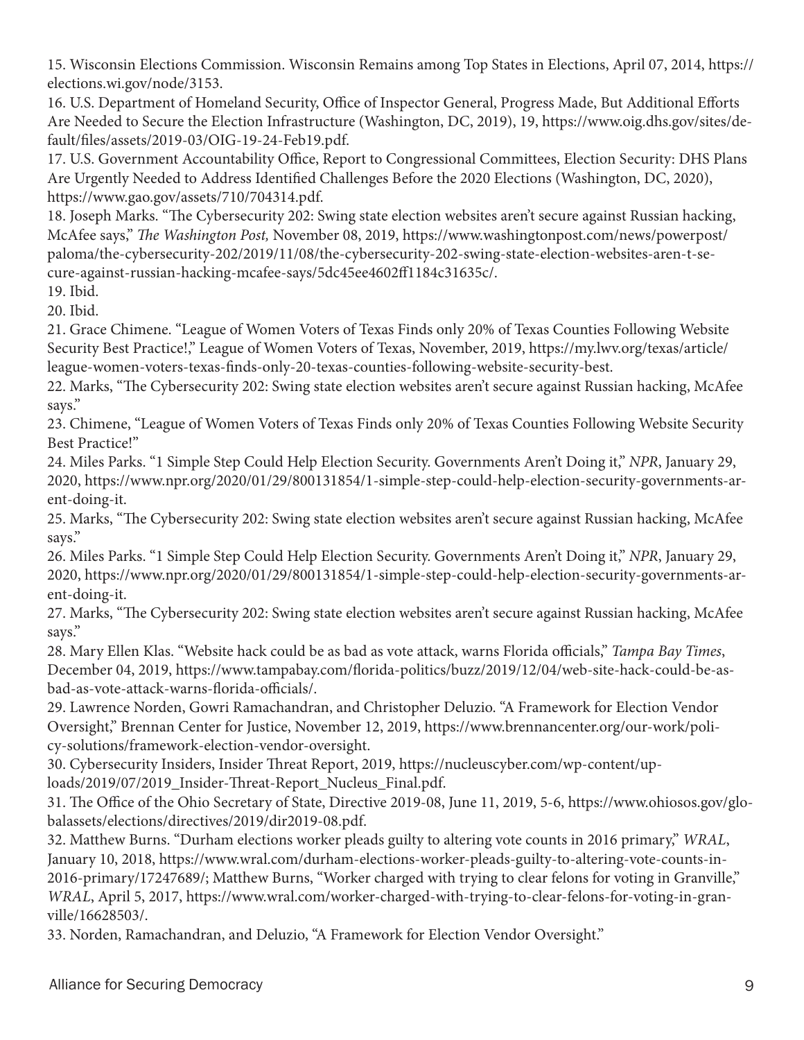15. Wisconsin Elections Commission. Wisconsin Remains among Top States in Elections, April 07, 2014, https://elections.wi.gov/node/3153.

16. U.S. Department of Homeland Security, Office of Inspector General, Progress Made, But Additional Efforts Are Needed to Secure the Election Infrastructure (Washington, DC, 2019), 19, https://www.oig.dhs.gov/sites/default/files/assets/2019-03/OIG-19-24-Feb19.pdf.

17. U.S. Government Accountability Office, Report to Congressional Committees, Election Security: DHS Plans Are Urgently Needed to Address Identified Challenges Before the 2020 Elections (Washington, DC, 2020), https://www.gao.gov/assets/710/704314.pdf.

18. Joseph Marks. "The Cybersecurity 202: Swing state election websites aren't secure against Russian hacking, McAfee says," *The Washington Post,* November 08, 2019, https://www.washingtonpost.com/news/powerpost/paloma/the-cybersecurity-202/2019/11/08/the-cybersecurity-202-swing-state-election-websites-aren-t-secure-against-russian-hacking-mcafee-says/5dc45ee4602ff1184c31635c/.

19. Ibid.

20. Ibid.

21. Grace Chimene. "League of Women Voters of Texas Finds only 20% of Texas Counties Following Website Security Best Practice!," League of Women Voters of Texas, November, 2019, https://my.lwv.org/texas/article/league-women-voters-texas-finds-only-20-texas-counties-following-website-security-best.

22. Marks, "The Cybersecurity 202: Swing state election websites aren't secure against Russian hacking, McAfee says."

23. Chimene, "League of Women Voters of Texas Finds only 20% of Texas Counties Following Website Security Best Practice!"

24. Miles Parks. "1 Simple Step Could Help Election Security. Governments Aren't Doing it," *NPR*, January 29, 2020, https://www.npr.org/2020/01/29/800131854/1-simple-step-could-help-election-security-governments-arent-doing-it.

25. Marks, "The Cybersecurity 202: Swing state election websites aren't secure against Russian hacking, McAfee says."

26. Miles Parks. "1 Simple Step Could Help Election Security. Governments Aren't Doing it," *NPR*, January 29, 2020, https://www.npr.org/2020/01/29/800131854/1-simple-step-could-help-election-security-governments-arent-doing-it.

27. Marks, "The Cybersecurity 202: Swing state election websites aren't secure against Russian hacking, McAfee says."

28. Mary Ellen Klas. "Website hack could be as bad as vote attack, warns Florida officials," *Tampa Bay Times*, December 04, 2019, https://www.tampabay.com/florida-politics/buzz/2019/12/04/web-site-hack-could-be-as-bad-as-vote-attack-warns-florida-officials/.

29. Lawrence Norden, Gowri Ramachandran, and Christopher Deluzio. "A Framework for Election Vendor Oversight," Brennan Center for Justice, November 12, 2019, https://www.brennancenter.org/our-work/policy-solutions/framework-election-vendor-oversight.

30. Cybersecurity Insiders, Insider Threat Report, 2019, https://nucleuscyber.com/wp-content/uploads/2019/07/2019_Insider-Threat-Report_Nucleus_Final.pdf.

31. The Office of the Ohio Secretary of State, Directive 2019-08, June 11, 2019, 5-6, https://www.ohiosos.gov/globalassets/elections/directives/2019/dir2019-08.pdf.

32. Matthew Burns. "Durham elections worker pleads guilty to altering vote counts in 2016 primary," *WRAL*, January 10, 2018, https://www.wral.com/durham-elections-worker-pleads-guilty-to-altering-vote-counts-in-2016-primary/17247689/; Matthew Burns, "Worker charged with trying to clear felons for voting in Granville," *WRAL*, April 5, 2017, https://www.wral.com/worker-charged-with-trying-to-clear-felons-for-voting-in-granville/16628503/.

33. Norden, Ramachandran, and Deluzio, "A Framework for Election Vendor Oversight."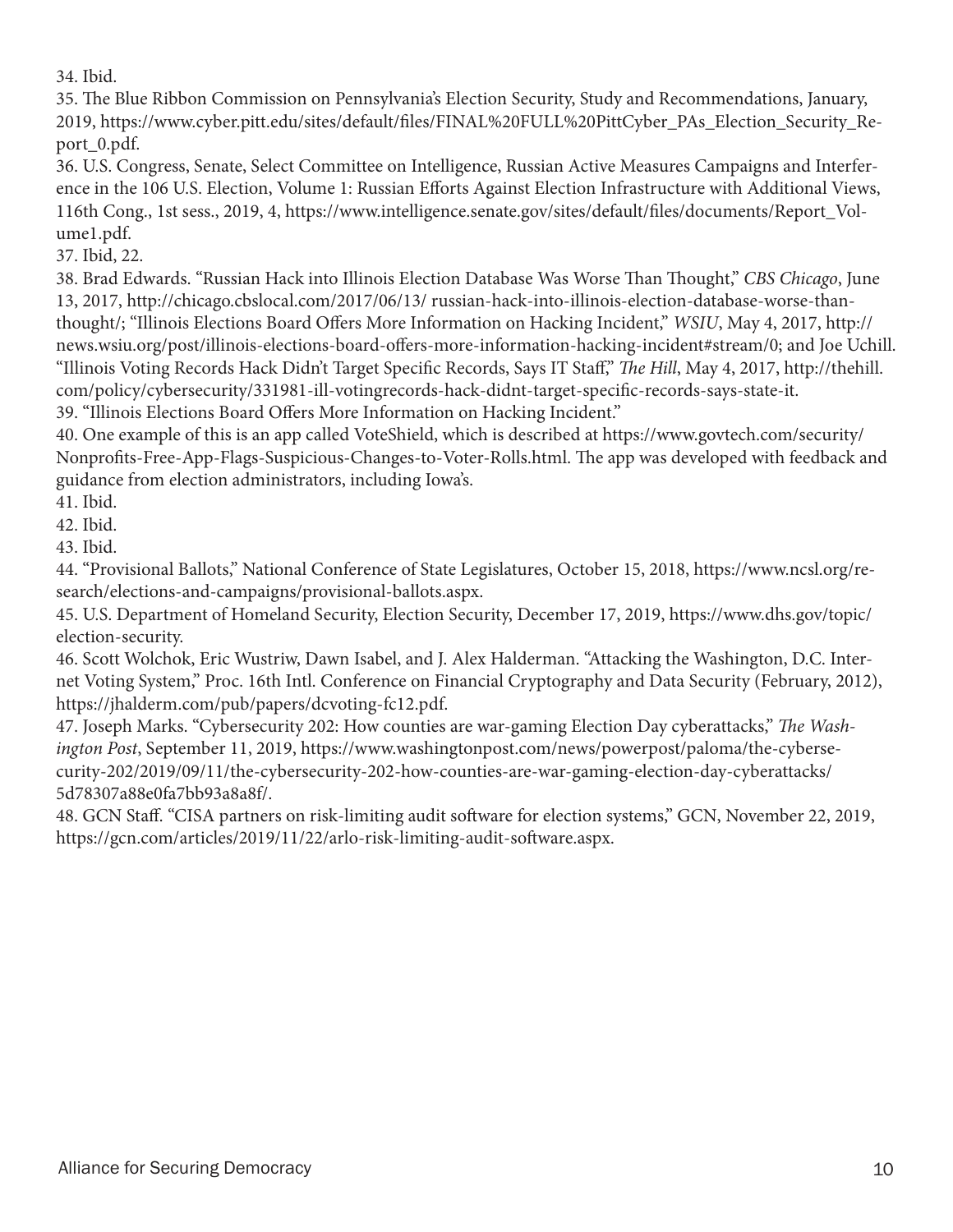34. Ibid.

35. The Blue Ribbon Commission on Pennsylvania's Election Security, Study and Recommendations, January, 2019, https://www.cyber.pitt.edu/sites/default/files/FINAL%20FULL%20PittCyber_PAs_Election_Security_Report_0.pdf.

36. U.S. Congress, Senate, Select Committee on Intelligence, Russian Active Measures Campaigns and Interference in the 106 U.S. Election, Volume 1: Russian Efforts Against Election Infrastructure with Additional Views, 116th Cong., 1st sess., 2019, 4, https://www.intelligence.senate.gov/sites/default/files/documents/Report_Volume1.pdf.

37. Ibid, 22.

38. Brad Edwards. "Russian Hack into Illinois Election Database Was Worse Than Thought," *CBS Chicago*, June 13, 2017, http://chicago.cbslocal.com/2017/06/13/ russian-hack-into-illinois-election-database-worse-than-thought/; "Illinois Elections Board Offers More Information on Hacking Incident," *WSIU*, May 4, 2017, http://news.wsiu.org/post/illinois-elections-board-offers-more-information-hacking-incident#stream/0; and Joe Uchill. "Illinois Voting Records Hack Didn't Target Specific Records, Says IT Staff," *The Hill*, May 4, 2017, http://thehill.com/policy/cybersecurity/331981-ill-votingrecords-hack-didnt-target-specific-records-says-state-it.

39. "Illinois Elections Board Offers More Information on Hacking Incident."

40. One example of this is an app called VoteShield, which is described at https://www.govtech.com/security/Nonprofits-Free-App-Flags-Suspicious-Changes-to-Voter-Rolls.html. The app was developed with feedback and guidance from election administrators, including Iowa's.

41. Ibid.

42. Ibid.

43. Ibid.

44. "Provisional Ballots," National Conference of State Legislatures, October 15, 2018, https://www.ncsl.org/research/elections-and-campaigns/provisional-ballots.aspx.

45. U.S. Department of Homeland Security, Election Security, December 17, 2019, https://www.dhs.gov/topic/election-security.

46. Scott Wolchok, Eric Wustriw, Dawn Isabel, and J. Alex Halderman. "Attacking the Washington, D.C. Internet Voting System," Proc. 16th Intl. Conference on Financial Cryptography and Data Security (February, 2012), https://jhalderm.com/pub/papers/dcvoting-fc12.pdf.

47. Joseph Marks. "Cybersecurity 202: How counties are war-gaming Election Day cyberattacks," *The Washington Post*, September 11, 2019, https://www.washingtonpost.com/news/powerpost/paloma/the-cybersecurity-202/2019/09/11/the-cybersecurity-202-how-counties-are-war-gaming-election-day-cyberattacks/5d78307a88e0fa7bb93a8a8f/.

48. GCN Staff. "CISA partners on risk-limiting audit software for election systems," GCN, November 22, 2019, https://gcn.com/articles/2019/11/22/arlo-risk-limiting-audit-software.aspx.